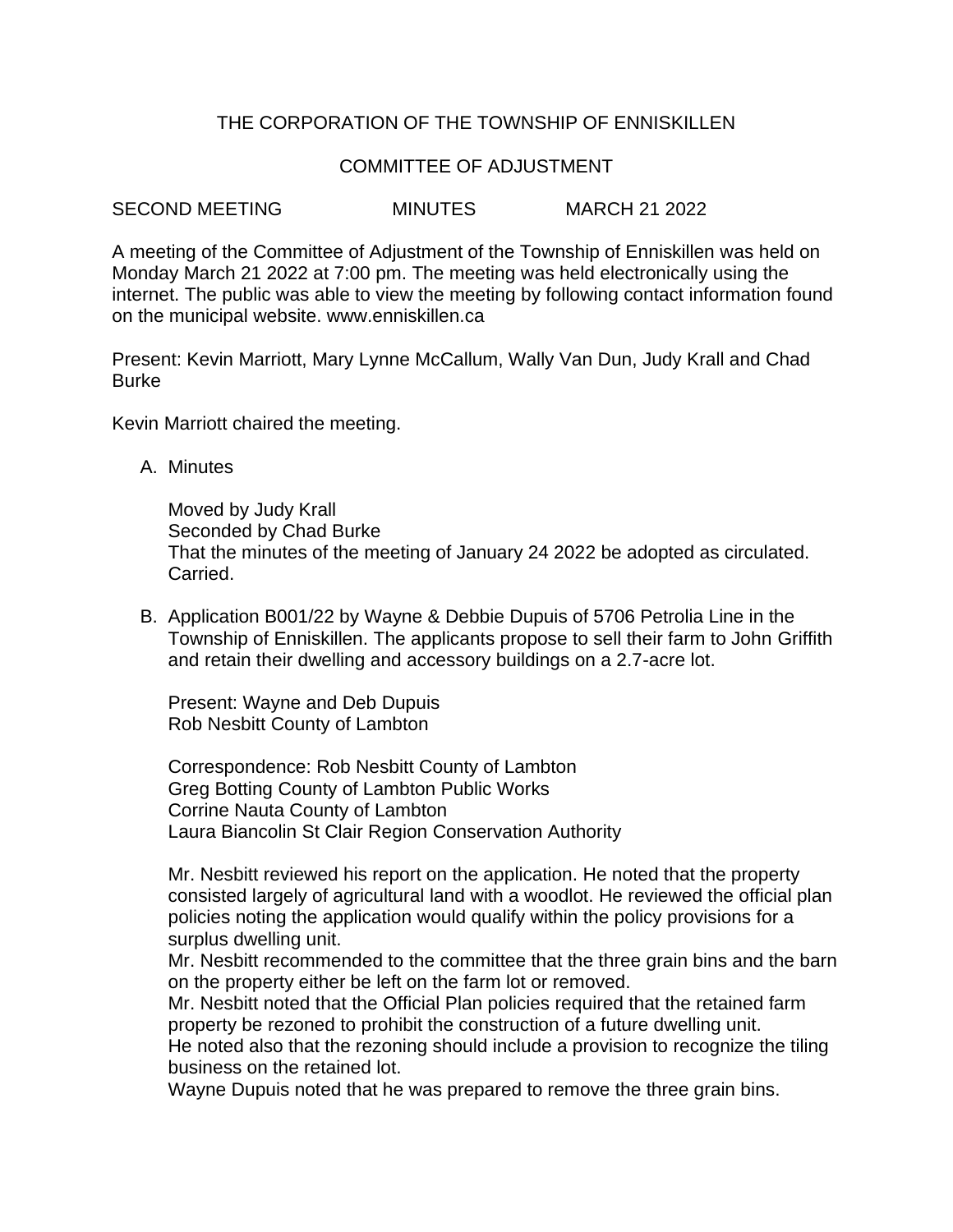THE CORPORATION OF THE TOWNSHIP OF ENNISKILLEN

COMMITTEE OF ADJUSTMENT

SECOND MEETING MINUTES MARCH 21 2022

A meeting of the Committee of Adjustment of the Township of Enniskillen was held on Monday March 21 2022 at 7:00 pm. The meeting was held electronically using the internet. The public was able to view the meeting by following contact information found on the municipal website. www.enniskillen.ca

Present: Kevin Marriott, Mary Lynne McCallum, Wally Van Dun, Judy Krall and Chad Burke

Kevin Marriott chaired the meeting.

A. Minutes

   Moved by Judy Krall
   Seconded by Chad Burke
   That the minutes of the meeting of January 24 2022 be adopted as circulated.
   Carried.

B. Application B001/22 by Wayne & Debbie Dupuis of 5706 Petrolia Line in the Township of Enniskillen. The applicants propose to sell their farm to John Griffith and retain their dwelling and accessory buildings on a 2.7-acre lot.

   Present: Wayne and Deb Dupuis
   Rob Nesbitt County of Lambton

   Correspondence: Rob Nesbitt County of Lambton
   Greg Botting County of Lambton Public Works
   Corrine Nauta County of Lambton
   Laura Biancolin St Clair Region Conservation Authority

   Mr. Nesbitt reviewed his report on the application. He noted that the property consisted largely of agricultural land with a woodlot. He reviewed the official plan policies noting the application would qualify within the policy provisions for a surplus dwelling unit.
   Mr. Nesbitt recommended to the committee that the three grain bins and the barn on the property either be left on the farm lot or removed.
   Mr. Nesbitt noted that the Official Plan policies required that the retained farm property be rezoned to prohibit the construction of a future dwelling unit.
   He noted also that the rezoning should include a provision to recognize the tiling business on the retained lot.
   Wayne Dupuis noted that he was prepared to remove the three grain bins.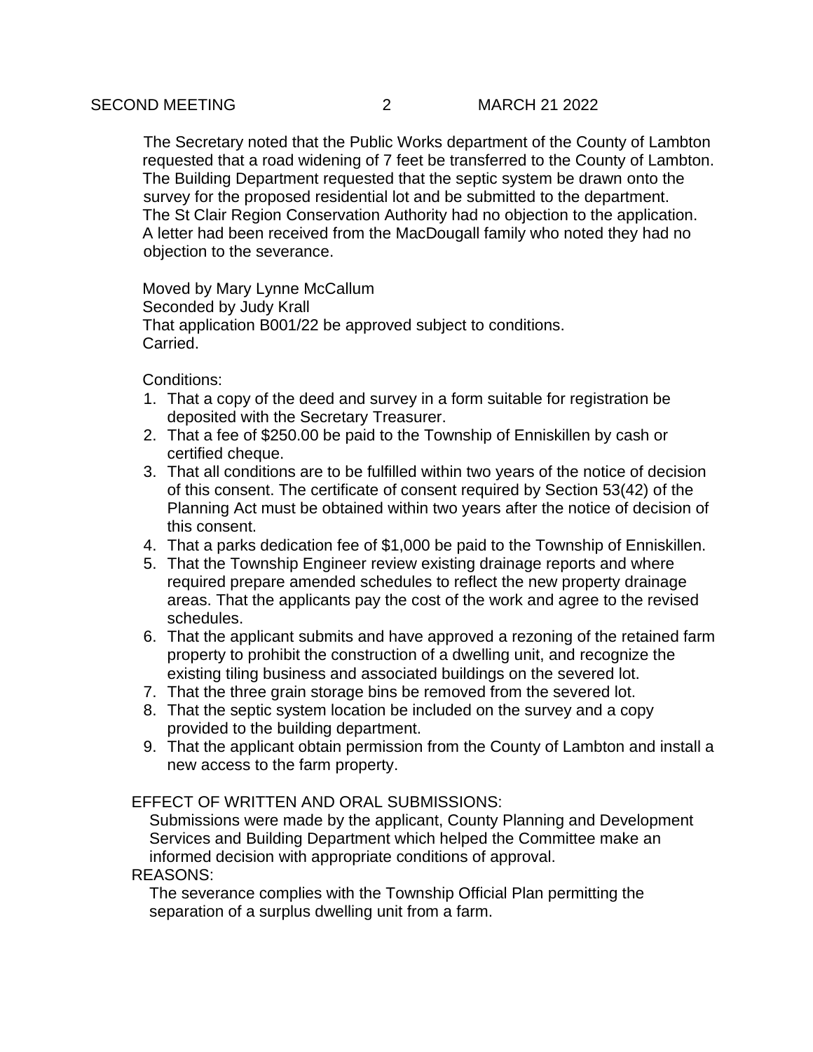The Secretary noted that the Public Works department of the County of Lambton requested that a road widening of 7 feet be transferred to the County of Lambton. The Building Department requested that the septic system be drawn onto the survey for the proposed residential lot and be submitted to the department. The St Clair Region Conservation Authority had no objection to the application. A letter had been received from the MacDougall family who noted they had no objection to the severance.

Moved by Mary Lynne McCallum
Seconded by Judy Krall
That application B001/22 be approved subject to conditions.
Carried.

Conditions:

1. That a copy of the deed and survey in a form suitable for registration be deposited with the Secretary Treasurer.
2. That a fee of $250.00 be paid to the Township of Enniskillen by cash or certified cheque.
3. That all conditions are to be fulfilled within two years of the notice of decision of this consent. The certificate of consent required by Section 53(42) of the Planning Act must be obtained within two years after the notice of decision of this consent.
4. That a parks dedication fee of $1,000 be paid to the Township of Enniskillen.
5. That the Township Engineer review existing drainage reports and where required prepare amended schedules to reflect the new property drainage areas. That the applicants pay the cost of the work and agree to the revised schedules.
6. That the applicant submits and have approved a rezoning of the retained farm property to prohibit the construction of a dwelling unit, and recognize the existing tiling business and associated buildings on the severed lot.
7. That the three grain storage bins be removed from the severed lot.
8. That the septic system location be included on the survey and a copy provided to the building department.
9. That the applicant obtain permission from the County of Lambton and install a new access to the farm property.

EFFECT OF WRITTEN AND ORAL SUBMISSIONS:
Submissions were made by the applicant, County Planning and Development Services and Building Department which helped the Committee make an informed decision with appropriate conditions of approval.

REASONS:
The severance complies with the Township Official Plan permitting the separation of a surplus dwelling unit from a farm.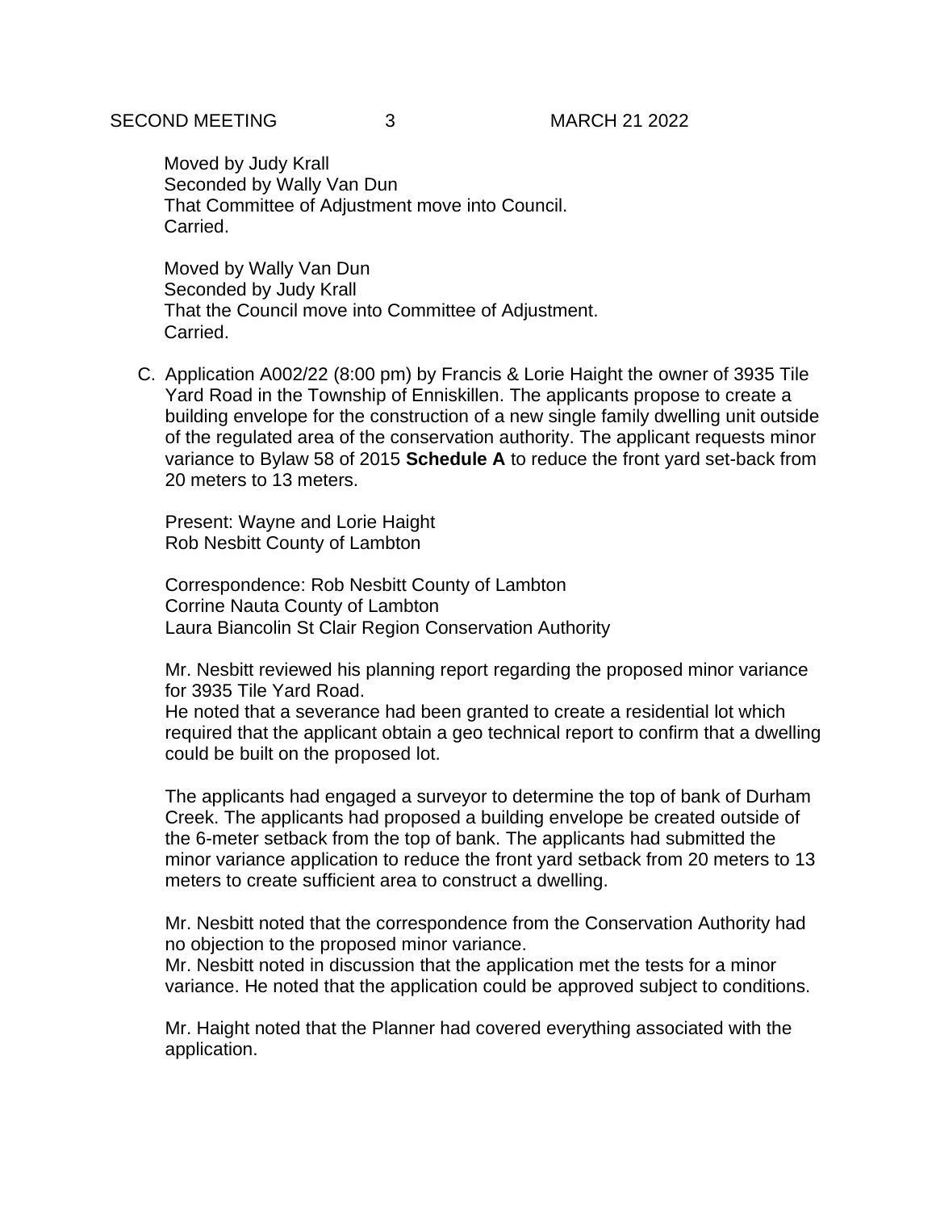Moved by Judy Krall
Seconded by Wally Van Dun
That Committee of Adjustment move into Council.
Carried.

Moved by Wally Van Dun
Seconded by Judy Krall
That the Council move into Committee of Adjustment.
Carried.

C. Application A002/22 (8:00 pm) by Francis & Lorie Haight the owner of 3935 Tile Yard Road in the Township of Enniskillen. The applicants propose to create a building envelope for the construction of a new single family dwelling unit outside of the regulated area of the conservation authority. The applicant requests minor variance to Bylaw 58 of 2015 **Schedule A** to reduce the front yard set-back from 20 meters to 13 meters.

Present: Wayne and Lorie Haight
Rob Nesbitt County of Lambton

Correspondence: Rob Nesbitt County of Lambton
Corrine Nauta County of Lambton
Laura Biancolin St Clair Region Conservation Authority

Mr. Nesbitt reviewed his planning report regarding the proposed minor variance for 3935 Tile Yard Road.
He noted that a severance had been granted to create a residential lot which required that the applicant obtain a geo technical report to confirm that a dwelling could be built on the proposed lot.

The applicants had engaged a surveyor to determine the top of bank of Durham Creek. The applicants had proposed a building envelope be created outside of the 6-meter setback from the top of bank. The applicants had submitted the minor variance application to reduce the front yard setback from 20 meters to 13 meters to create sufficient area to construct a dwelling.

Mr. Nesbitt noted that the correspondence from the Conservation Authority had no objection to the proposed minor variance.
Mr. Nesbitt noted in discussion that the application met the tests for a minor variance. He noted that the application could be approved subject to conditions.

Mr. Haight noted that the Planner had covered everything associated with the application.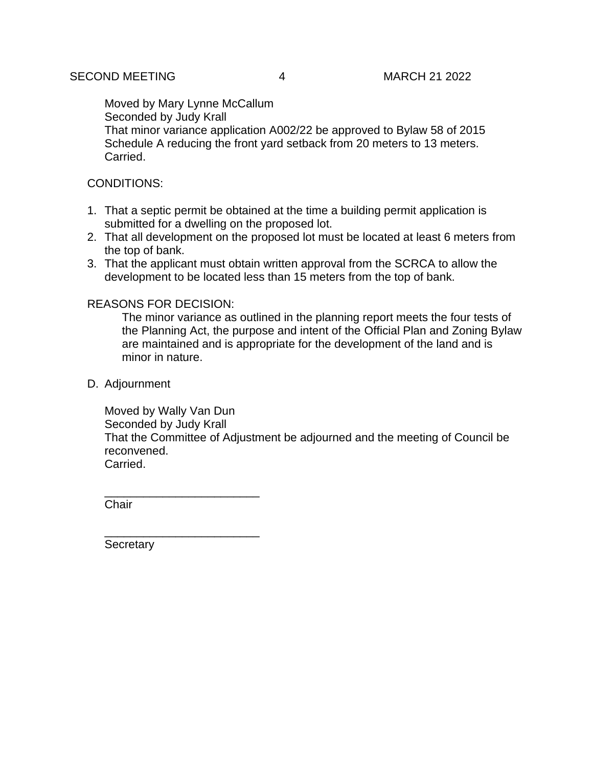Moved by Mary Lynne McCallum
Seconded by Judy Krall
That minor variance application A002/22 be approved to Bylaw 58 of 2015 Schedule A reducing the front yard setback from 20 meters to 13 meters.
Carried.

CONDITIONS:

1. That a septic permit be obtained at the time a building permit application is submitted for a dwelling on the proposed lot.
2. That all development on the proposed lot must be located at least 6 meters from the top of bank.
3. That the applicant must obtain written approval from the SCRCA to allow the development to be located less than 15 meters from the top of bank.

REASONS FOR DECISION:

The minor variance as outlined in the planning report meets the four tests of the Planning Act, the purpose and intent of the Official Plan and Zoning Bylaw are maintained and is appropriate for the development of the land and is minor in nature.

D. Adjournment

Moved by Wally Van Dun
Seconded by Judy Krall
That the Committee of Adjustment be adjourned and the meeting of Council be reconvened.
Carried.

________________________
Chair

________________________
Secretary